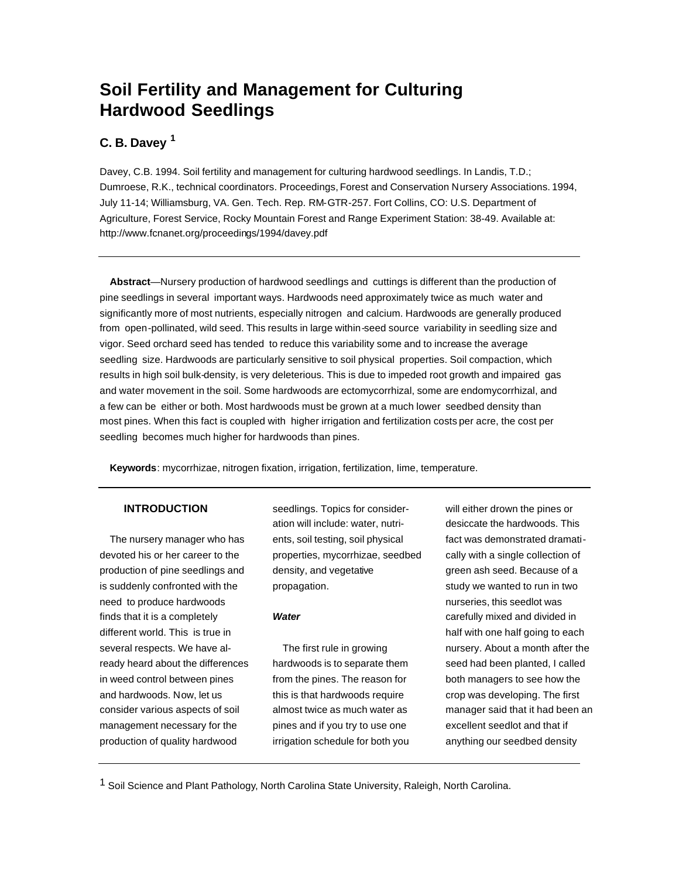# Soil Fertility and Management for Culturing Hardwood Seedlings

## C. B. Davey [1]

Davey, C.B. 1994. Soil fertility and management for culturing hardwood seedlings. In Landis, T.D.; Dumroese, R.K., technical coordinators. Proceedings, Forest and Conservation Nursery Associations. 1994, July 11-14; Williamsburg, VA. Gen. Tech. Rep. RM-GTR-257. Fort Collins, CO: U.S. Department of Agriculture, Forest Service, Rocky Mountain Forest and Range Experiment Station: 38-49. Available at: http://www.fcnanet.org/proceedings/1994/davey.pdf

---

**Abstract**—Nursery production of hardwood seedlings and cuttings is different than the production of pine seedlings in several important ways. Hardwoods need approximately twice as much water and significantly more of most nutrients, especially nitrogen and calcium. Hardwoods are generally produced from open-pollinated, wild seed. This results in large within-seed source variability in seedling size and vigor. Seed orchard seed has tended to reduce this variability some and to increase the average seedling size. Hardwoods are particularly sensitive to soil physical properties. Soil compaction, which results in high soil bulk-density, is very deleterious. This is due to impeded root growth and impaired gas and water movement in the soil. Some hardwoods are ectomycorrhizal, some are endomycorrhizal, and a few can be either or both. Most hardwoods must be grown at a much lower seedbed density than most pines. When this fact is coupled with higher irrigation and fertilization costs per acre, the cost per seedling becomes much higher for hardwoods than pines.

**Keywords**: mycorrhizae, nitrogen fixation, irrigation, fertilization, lime, temperature.

---

### INTRODUCTION

The nursery manager who has devoted his or her career to the production of pine seedlings and is suddenly confronted with the need to produce hardwoods finds that it is a completely different world. This is true in several respects. We have already heard about the differences in weed control between pines and hardwoods. Now, let us consider various aspects of soil management necessary for the production of quality hardwood seedlings. Topics for consideration will include: water, nutrients, soil testing, soil physical properties, mycorrhizae, seedbed density, and vegetative propagation.

#### *Water*

The first rule in growing hardwoods is to separate them from the pines. The reason for this is that hardwoods require almost twice as much water as pines and if you try to use one irrigation schedule for both you will either drown the pines or desiccate the hardwoods. This fact was demonstrated dramatically with a single collection of green ash seed. Because of a study we wanted to run in two nurseries, this seedlot was carefully mixed and divided in half with one half going to each nursery. About a month after the seed had been planted, I called both managers to see how the crop was developing. The first manager said that it had been an excellent seedlot and that if anything our seedbed density

---

[1] Soil Science and Plant Pathology, North Carolina State University, Raleigh, North Carolina.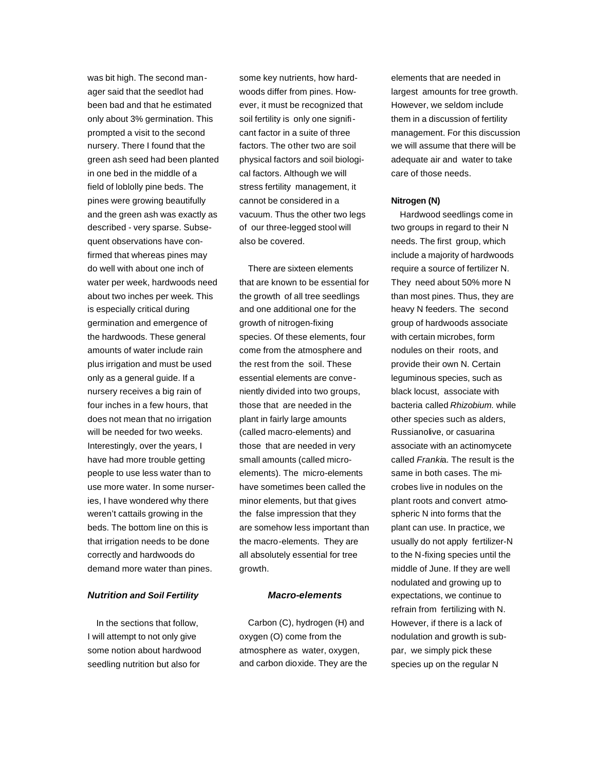was bit high. The second manager said that the seedlot had been bad and that he estimated only about 3% germination. This prompted a visit to the second nursery. There I found that the green ash seed had been planted in one bed in the middle of a field of loblolly pine beds. The pines were growing beautifully and the green ash was exactly as described - very sparse. Subsequent observations have confirmed that whereas pines may do well with about one inch of water per week, hardwoods need about two inches per week. This is especially critical during germination and emergence of the hardwoods. These general amounts of water include rain plus irrigation and must be used only as a general guide. If a nursery receives a big rain of four inches in a few hours, that does not mean that no irrigation will be needed for two weeks. Interestingly, over the years, I have had more trouble getting people to use less water than to use more water. In some nurseries, I have wondered why there weren't cattails growing in the beds. The bottom line on this is that irrigation needs to be done correctly and hardwoods do demand more water than pines.

### *Nutrition and Soil Fertility*

In the sections that follow, I will attempt to not only give some notion about hardwood seedling nutrition but also for some key nutrients, how hardwoods differ from pines. However, it must be recognized that soil fertility is only one significant factor in a suite of three factors. The other two are soil physical factors and soil biological factors. Although we will stress fertility management, it cannot be considered in a vacuum. Thus the other two legs of our three-legged stool will also be covered.

There are sixteen elements that are known to be essential for the growth of all tree seedlings and one additional one for the growth of nitrogen-fixing species. Of these elements, four come from the atmosphere and the rest from the soil. These essential elements are conveniently divided into two groups, those that are needed in the plant in fairly large amounts (called macro-elements) and those that are needed in very small amounts (called micro-elements). The micro-elements have sometimes been called the minor elements, but that gives the false impression that they are somehow less important than the macro-elements. They are all absolutely essential for tree growth.

### *Macro-elements*

Carbon (C), hydrogen (H) and oxygen (O) come from the atmosphere as water, oxygen, and carbon dioxide. They are the elements that are needed in largest amounts for tree growth. However, we seldom include them in a discussion of fertility management. For this discussion we will assume that there will be adequate air and water to take care of those needs.

#### **Nitrogen (N)**

Hardwood seedlings come in two groups in regard to their N needs. The first group, which include a majority of hardwoods require a source of fertilizer N. They need about 50% more N than most pines. Thus, they are heavy N feeders. The second group of hardwoods associate with certain microbes, form nodules on their roots, and provide their own N. Certain leguminous species, such as black locust, associate with bacteria called *Rhizobium.* while other species such as alders, Russianolive, or casuarina associate with an actinomycete called *Franki*a. The result is the same in both cases. The microbes live in nodules on the plant roots and convert atmospheric N into forms that the plant can use. In practice, we usually do not apply fertilizer-N to the N-fixing species until the middle of June. If they are well nodulated and growing up to expectations, we continue to refrain from fertilizing with N. However, if there is a lack of nodulation and growth is subpar, we simply pick these species up on the regular N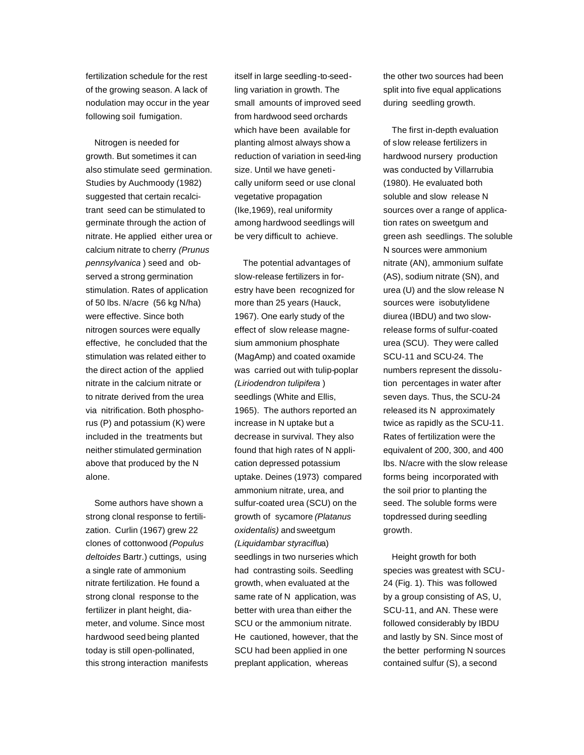fertilization schedule for the rest of the growing season. A lack of nodulation may occur in the year following soil fumigation.

Nitrogen is needed for growth. But sometimes it can also stimulate seed germination. Studies by Auchmoody (1982) suggested that certain recalcitrant seed can be stimulated to germinate through the action of nitrate. He applied either urea or calcium nitrate to cherry *(Prunus pennsylvanica* ) seed and observed a strong germination stimulation. Rates of application of 50 lbs. N/acre (56 kg N/ha) were effective. Since both nitrogen sources were equally effective, he concluded that the stimulation was related either to the direct action of the applied nitrate in the calcium nitrate or to nitrate derived from the urea via nitrification. Both phosphorus (P) and potassium (K) were included in the treatments but neither stimulated germination above that produced by the N alone.

Some authors have shown a strong clonal response to fertilization. Curlin (1967) grew 22 clones of cottonwood *(Populus deltoides* Bartr.) cuttings, using a single rate of ammonium nitrate fertilization. He found a strong clonal response to the fertilizer in plant height, diameter, and volume. Since most hardwood seed being planted today is still open-pollinated, this strong interaction manifests itself in large seedling-to-seedling variation in growth. The small amounts of improved seed from hardwood seed orchards which have been available for planting almost always show a reduction of variation in seedling size. Until we have genetically uniform seed or use clonal vegetative propagation (Ike,1969), real uniformity among hardwood seedlings will be very difficult to achieve.

The potential advantages of slow-release fertilizers in forestry have been recognized for more than 25 years (Hauck, 1967). One early study of the effect of slow release magnesium ammonium phosphate (MagAmp) and coated oxamide was carried out with tulip-poplar *(Liriodendron tulipifera* ) seedlings (White and Ellis, 1965). The authors reported an increase in N uptake but a decrease in survival. They also found that high rates of N application depressed potassium uptake. Deines (1973) compared ammonium nitrate, urea, and sulfur-coated urea (SCU) on the growth of sycamore *(Platanus oxidentalis)* and sweetgum *(Liquidambar styraciflua*) seedlings in two nurseries which had contrasting soils. Seedling growth, when evaluated at the same rate of N application, was better with urea than either the SCU or the ammonium nitrate. He cautioned, however, that the SCU had been applied in one preplant application, whereas the other two sources had been split into five equal applications during seedling growth.

The first in-depth evaluation of slow release fertilizers in hardwood nursery production was conducted by Villarrubia (1980). He evaluated both soluble and slow release N sources over a range of application rates on sweetgum and green ash seedlings. The soluble N sources were ammonium nitrate (AN), ammonium sulfate (AS), sodium nitrate (SN), and urea (U) and the slow release N sources were isobutylidene diurea (IBDU) and two slow-release forms of sulfur-coated urea (SCU). They were called SCU-11 and SCU-24. The numbers represent the dissolution percentages in water after seven days. Thus, the SCU-24 released its N approximately twice as rapidly as the SCU-11. Rates of fertilization were the equivalent of 200, 300, and 400 lbs. N/acre with the slow release forms being incorporated with the soil prior to planting the seed. The soluble forms were topdressed during seedling growth.

Height growth for both species was greatest with SCU-24 (Fig. 1). This was followed by a group consisting of AS, U, SCU-11, and AN. These were followed considerably by IBDU and lastly by SN. Since most of the better performing N sources contained sulfur (S), a second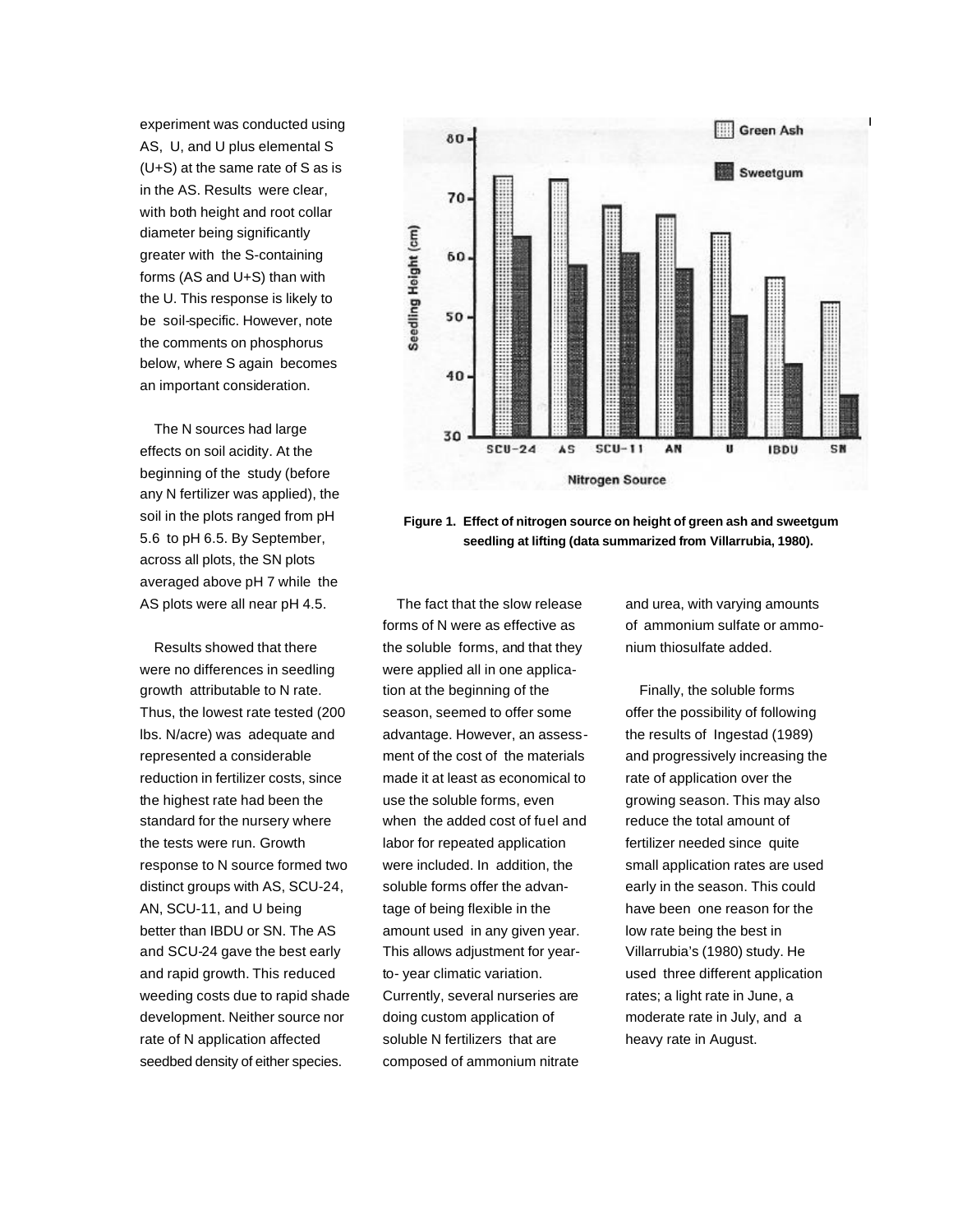experiment was conducted using AS, U, and U plus elemental S (U+S) at the same rate of S as is in the AS. Results were clear, with both height and root collar diameter being significantly greater with the S-containing forms (AS and U+S) than with the U. This response is likely to be soil-specific. However, note the comments on phosphorus below, where S again becomes an important consideration.

The N sources had large effects on soil acidity. At the beginning of the study (before any N fertilizer was applied), the soil in the plots ranged from pH 5.6 to pH 6.5. By September, across all plots, the SN plots averaged above pH 7 while the AS plots were all near pH 4.5.

Results showed that there were no differences in seedling growth attributable to N rate. Thus, the lowest rate tested (200 lbs. N/acre) was adequate and represented a considerable reduction in fertilizer costs, since the highest rate had been the standard for the nursery where the tests were run. Growth response to N source formed two distinct groups with AS, SCU-24, AN, SCU-11, and U being better than IBDU or SN. The AS and SCU-24 gave the best early and rapid growth. This reduced weeding costs due to rapid shade development. Neither source nor rate of N application affected seedbed density of either species.

**Figure 1. Effect of nitrogen source on height of green ash and sweetgum seedling at lifting (data summarized from Villarrubia, 1980).**

The fact that the slow release forms of N were as effective as the soluble forms, and that they were applied all in one application at the beginning of the season, seemed to offer some advantage. However, an assessment of the cost of the materials made it at least as economical to use the soluble forms, even when the added cost of fuel and labor for repeated application were included. In addition, the soluble forms offer the advantage of being flexible in the amount used in any given year. This allows adjustment for year-to- year climatic variation. Currently, several nurseries are doing custom application of soluble N fertilizers that are composed of ammonium nitrate and urea, with varying amounts of ammonium sulfate or ammonium thiosulfate added.

Finally, the soluble forms offer the possibility of following the results of Ingestad (1989) and progressively increasing the rate of application over the growing season. This may also reduce the total amount of fertilizer needed since quite small application rates are used early in the season. This could have been one reason for the low rate being the best in Villarrubia's (1980) study. He used three different application rates; a light rate in June, a moderate rate in July, and a heavy rate in August.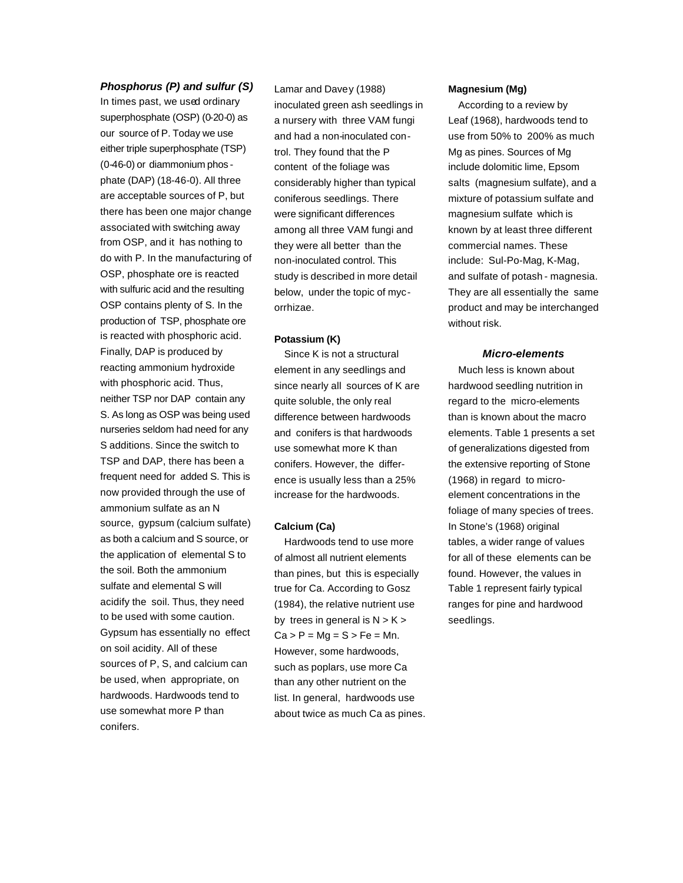### *Phosphorus (P) and sulfur (S)*

In times past, we used ordinary superphosphate (OSP) (0-20-0) as our source of P. Today we use either triple superphosphate (TSP) (0-46-0) or diammonium phosphate (DAP) (18-46-0). All three are acceptable sources of P, but there has been one major change associated with switching away from OSP, and it has nothing to do with P. In the manufacturing of OSP, phosphate ore is reacted with sulfuric acid and the resulting OSP contains plenty of S. In the production of TSP, phosphate ore is reacted with phosphoric acid. Finally, DAP is produced by reacting ammonium hydroxide with phosphoric acid. Thus, neither TSP nor DAP contain any S. As long as OSP was being used nurseries seldom had need for any S additions. Since the switch to TSP and DAP, there has been a frequent need for added S. This is now provided through the use of ammonium sulfate as an N source, gypsum (calcium sulfate) as both a calcium and S source, or the application of elemental S to the soil. Both the ammonium sulfate and elemental S will acidify the soil. Thus, they need to be used with some caution. Gypsum has essentially no effect on soil acidity. All of these sources of P, S, and calcium can be used, when appropriate, on hardwoods. Hardwoods tend to use somewhat more P than conifers.

Lamar and Davey (1988) inoculated green ash seedlings in a nursery with three VAM fungi and had a non-inoculated control. They found that the P content of the foliage was considerably higher than typical coniferous seedlings. There were significant differences among all three VAM fungi and they were all better than the non-inoculated control. This study is described in more detail below, under the topic of mycorrhizae.

**Potassium (K)**

Since K is not a structural element in any seedlings and since nearly all sources of K are quite soluble, the only real difference between hardwoods and conifers is that hardwoods use somewhat more K than conifers. However, the difference is usually less than a 25% increase for the hardwoods.

**Calcium (Ca)**

Hardwoods tend to use more of almost all nutrient elements than pines, but this is especially true for Ca. According to Gosz (1984), the relative nutrient use by trees in general is N > K > Ca > P = Mg = S > Fe = Mn. However, some hardwoods, such as poplars, use more Ca than any other nutrient on the list. In general, hardwoods use about twice as much Ca as pines.

**Magnesium (Mg)**

According to a review by Leaf (1968), hardwoods tend to use from 50% to 200% as much Mg as pines. Sources of Mg include dolomitic lime, Epsom salts (magnesium sulfate), and a mixture of potassium sulfate and magnesium sulfate which is known by at least three different commercial names. These include: Sul-Po-Mag, K-Mag, and sulfate of potash - magnesia. They are all essentially the same product and may be interchanged without risk.

### *Micro-elements*

Much less is known about hardwood seedling nutrition in regard to the micro-elements than is known about the macro elements. Table 1 presents a set of generalizations digested from the extensive reporting of Stone (1968) in regard to micro-element concentrations in the foliage of many species of trees. In Stone's (1968) original tables, a wider range of values for all of these elements can be found. However, the values in Table 1 represent fairly typical ranges for pine and hardwood seedlings.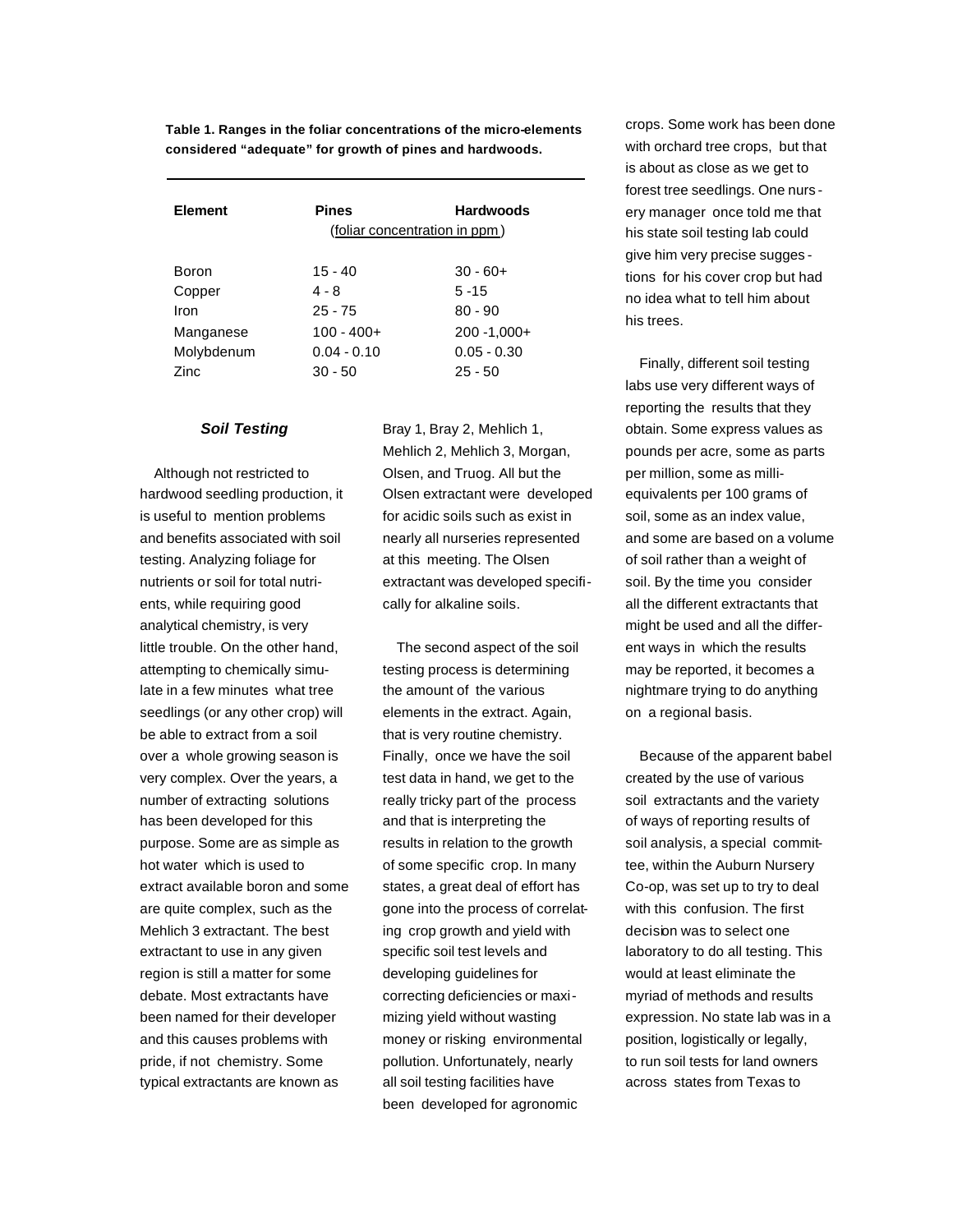**Table 1. Ranges in the foliar concentrations of the micro-elements considered "adequate" for growth of pines and hardwoods.**

| Element | Pines | Hardwoods |
|---|---|---|
| | (foliar concentration in ppm) | |
| Boron | 15 - 40 | 30 - 60+ |
| Copper | 4 - 8 | 5 -15 |
| Iron | 25 - 75 | 80 - 90 |
| Manganese | 100 - 400+ | 200 -1,000+ |
| Molybdenum | 0.04 - 0.10 | 0.05 - 0.30 |
| Zinc | 30 - 50 | 25 - 50 |

### *Soil Testing*

Although not restricted to hardwood seedling production, it is useful to mention problems and benefits associated with soil testing. Analyzing foliage for nutrients or soil for total nutrients, while requiring good analytical chemistry, is very little trouble. On the other hand, attempting to chemically simulate in a few minutes what tree seedlings (or any other crop) will be able to extract from a soil over a whole growing season is very complex. Over the years, a number of extracting solutions has been developed for this purpose. Some are as simple as hot water which is used to extract available boron and some are quite complex, such as the Mehlich 3 extractant. The best extractant to use in any given region is still a matter for some debate. Most extractants have been named for their developer and this causes problems with pride, if not chemistry. Some typical extractants are known as Bray 1, Bray 2, Mehlich 1, Mehlich 2, Mehlich 3, Morgan, Olsen, and Truog. All but the Olsen extractant were developed for acidic soils such as exist in nearly all nurseries represented at this meeting. The Olsen extractant was developed specifically for alkaline soils.

The second aspect of the soil testing process is determining the amount of the various elements in the extract. Again, that is very routine chemistry. Finally, once we have the soil test data in hand, we get to the really tricky part of the process and that is interpreting the results in relation to the growth of some specific crop. In many states, a great deal of effort has gone into the process of correlating crop growth and yield with specific soil test levels and developing guidelines for correcting deficiencies or maximizing yield without wasting money or risking environmental pollution. Unfortunately, nearly all soil testing facilities have been developed for agronomic crops. Some work has been done with orchard tree crops, but that is about as close as we get to forest tree seedlings. One nursery manager once told me that his state soil testing lab could give him very precise suggestions for his cover crop but had no idea what to tell him about his trees.

Finally, different soil testing labs use very different ways of reporting the results that they obtain. Some express values as pounds per acre, some as parts per million, some as milliequivalents per 100 grams of soil, some as an index value, and some are based on a volume of soil rather than a weight of soil. By the time you consider all the different extractants that might be used and all the different ways in which the results may be reported, it becomes a nightmare trying to do anything on a regional basis.

Because of the apparent babel created by the use of various soil extractants and the variety of ways of reporting results of soil analysis, a special committee, within the Auburn Nursery Co-op, was set up to try to deal with this confusion. The first decision was to select one laboratory to do all testing. This would at least eliminate the myriad of methods and results expression. No state lab was in a position, logistically or legally, to run soil tests for land owners across states from Texas to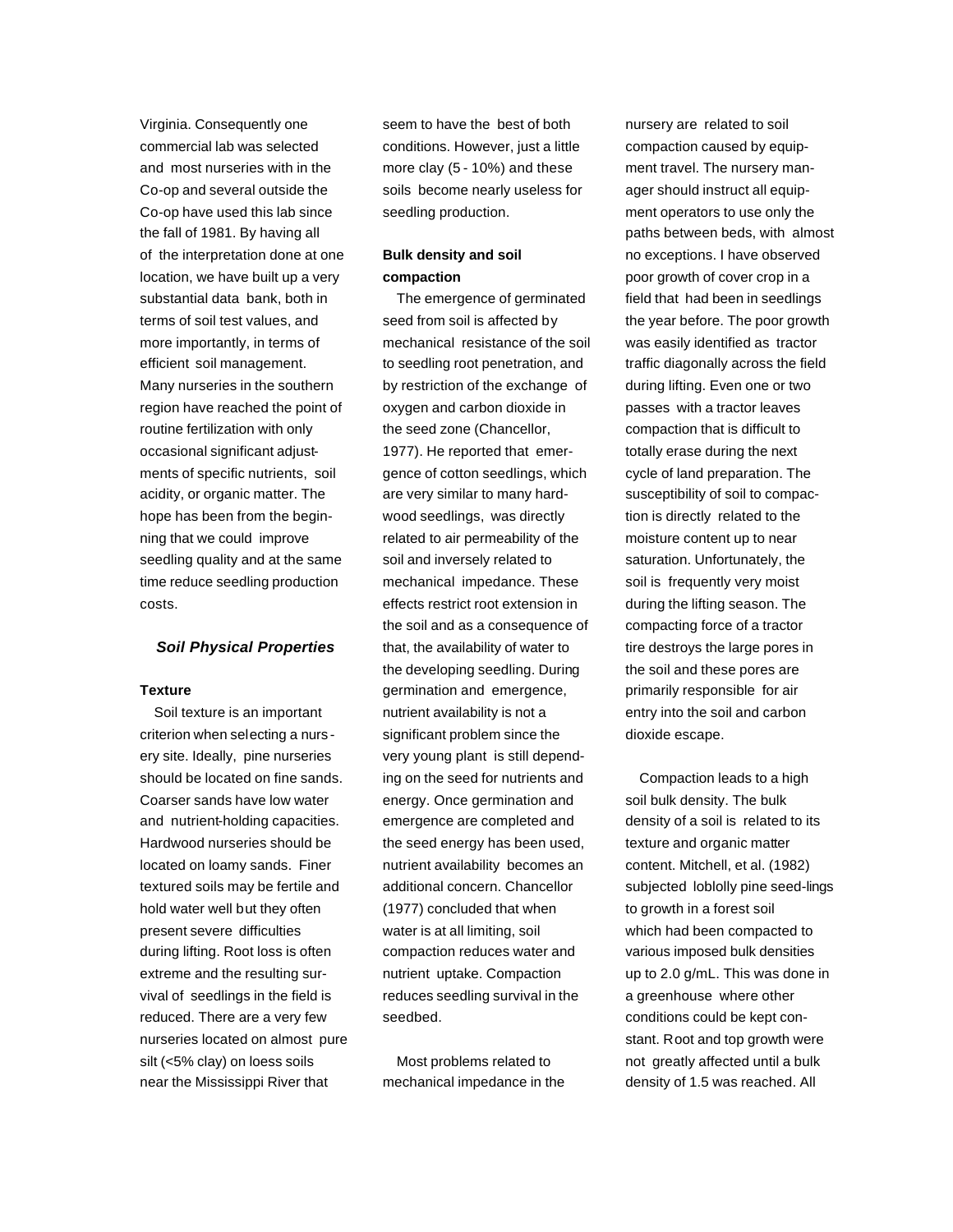Virginia. Consequently one commercial lab was selected and most nurseries with in the Co-op and several outside the Co-op have used this lab since the fall of 1981. By having all of the interpretation done at one location, we have built up a very substantial data bank, both in terms of soil test values, and more importantly, in terms of efficient soil management. Many nurseries in the southern region have reached the point of routine fertilization with only occasional significant adjustments of specific nutrients, soil acidity, or organic matter. The hope has been from the beginning that we could improve seedling quality and at the same time reduce seedling production costs.

## *Soil Physical Properties*

### Texture

Soil texture is an important criterion when selecting a nursery site. Ideally, pine nurseries should be located on fine sands. Coarser sands have low water and nutrient-holding capacities. Hardwood nurseries should be located on loamy sands. Finer textured soils may be fertile and hold water well but they often present severe difficulties during lifting. Root loss is often extreme and the resulting survival of seedlings in the field is reduced. There are a very few nurseries located on almost pure silt (<5% clay) on loess soils near the Mississippi River that seem to have the best of both conditions. However, just a little more clay (5 - 10%) and these soils become nearly useless for seedling production.

### Bulk density and soil compaction

The emergence of germinated seed from soil is affected by mechanical resistance of the soil to seedling root penetration, and by restriction of the exchange of oxygen and carbon dioxide in the seed zone (Chancellor, 1977). He reported that emergence of cotton seedlings, which are very similar to many hardwood seedlings, was directly related to air permeability of the soil and inversely related to mechanical impedance. These effects restrict root extension in the soil and as a consequence of that, the availability of water to the developing seedling. During germination and emergence, nutrient availability is not a significant problem since the very young plant is still depending on the seed for nutrients and energy. Once germination and emergence are completed and the seed energy has been used, nutrient availability becomes an additional concern. Chancellor (1977) concluded that when water is at all limiting, soil compaction reduces water and nutrient uptake. Compaction reduces seedling survival in the seedbed.

Most problems related to mechanical impedance in the nursery are related to soil compaction caused by equipment travel. The nursery manager should instruct all equipment operators to use only the paths between beds, with almost no exceptions. I have observed poor growth of cover crop in a field that had been in seedlings the year before. The poor growth was easily identified as tractor traffic diagonally across the field during lifting. Even one or two passes with a tractor leaves compaction that is difficult to totally erase during the next cycle of land preparation. The susceptibility of soil to compaction is directly related to the moisture content up to near saturation. Unfortunately, the soil is frequently very moist during the lifting season. The compacting force of a tractor tire destroys the large pores in the soil and these pores are primarily responsible for air entry into the soil and carbon dioxide escape.

Compaction leads to a high soil bulk density. The bulk density of a soil is related to its texture and organic matter content. Mitchell, et al. (1982) subjected loblolly pine seed-lings to growth in a forest soil which had been compacted to various imposed bulk densities up to 2.0 g/mL. This was done in a greenhouse where other conditions could be kept constant. Root and top growth were not greatly affected until a bulk density of 1.5 was reached. All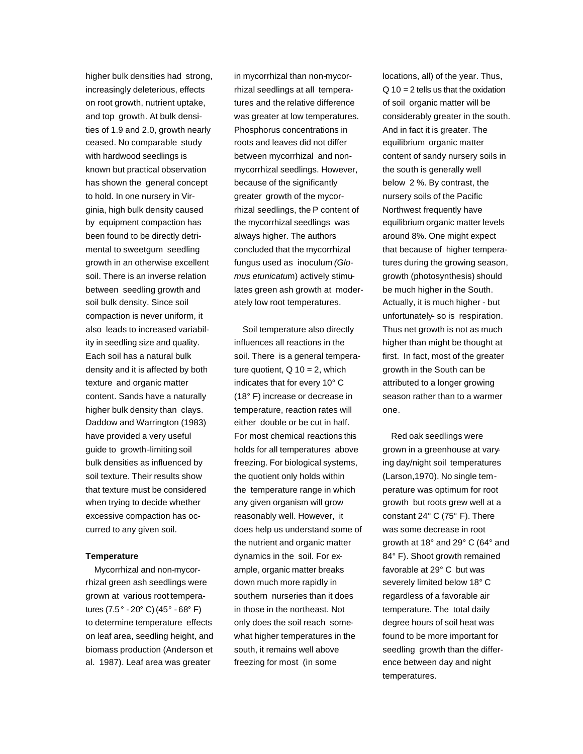higher bulk densities had strong, increasingly deleterious, effects on root growth, nutrient uptake, and top growth. At bulk densities of 1.9 and 2.0, growth nearly ceased. No comparable study with hardwood seedlings is known but practical observation has shown the general concept to hold. In one nursery in Virginia, high bulk density caused by equipment compaction has been found to be directly detrimental to sweetgum seedling growth in an otherwise excellent soil. There is an inverse relation between seedling growth and soil bulk density. Since soil compaction is never uniform, it also leads to increased variability in seedling size and quality. Each soil has a natural bulk density and it is affected by both texture and organic matter content. Sands have a naturally higher bulk density than clays. Daddow and Warrington (1983) have provided a very useful guide to growth-limiting soil bulk densities as influenced by soil texture. Their results show that texture must be considered when trying to decide whether excessive compaction has occurred to any given soil.

**Temperature**

Mycorrhizal and non-mycorrhizal green ash seedlings were grown at various root temperatures (7.5° - 20° C) (45° - 68° F) to determine temperature effects on leaf area, seedling height, and biomass production (Anderson et al. 1987). Leaf area was greater in mycorrhizal than non-mycorrhizal seedlings at all temperatures and the relative difference was greater at low temperatures. Phosphorus concentrations in roots and leaves did not differ between mycorrhizal and non-mycorrhizal seedlings. However, because of the significantly greater growth of the mycorrhizal seedlings, the P content of the mycorrhizal seedlings was always higher. The authors concluded that the mycorrhizal fungus used as inoculum (*Glomus etunicatum*) actively stimulates green ash growth at moderately low root temperatures.

Soil temperature also directly influences all reactions in the soil. There is a general temperature quotient, $Q_{10} = 2$, which indicates that for every 10° C (18° F) increase or decrease in temperature, reaction rates will either double or be cut in half. For most chemical reactions this holds for all temperatures above freezing. For biological systems, the quotient only holds within the temperature range in which any given organism will grow reasonably well. However, it does help us understand some of the nutrient and organic matter dynamics in the soil. For example, organic matter breaks down much more rapidly in southern nurseries than it does in those in the northeast. Not only does the soil reach somewhat higher temperatures in the south, it remains well above freezing for most (in some locations, all) of the year. Thus, $Q_{10} = 2$ tells us that the oxidation of soil organic matter will be considerably greater in the south. And in fact it is greater. The equilibrium organic matter content of sandy nursery soils in the south is generally well below 2 %. By contrast, the nursery soils of the Pacific Northwest frequently have equilibrium organic matter levels around 8%. One might expect that because of higher temperatures during the growing season, growth (photosynthesis) should be much higher in the South. Actually, it is much higher - but unfortunately- so is respiration. Thus net growth is not as much higher than might be thought at first. In fact, most of the greater growth in the South can be attributed to a longer growing season rather than to a warmer one.

Red oak seedlings were grown in a greenhouse at varying day/night soil temperatures (Larson,1970). No single temperature was optimum for root growth but roots grew well at a constant 24° C (75° F). There was some decrease in root growth at 18° and 29° C (64° and 84° F). Shoot growth remained favorable at 29° C but was severely limited below 18° C regardless of a favorable air temperature. The total daily degree hours of soil heat was found to be more important for seedling growth than the difference between day and night temperatures.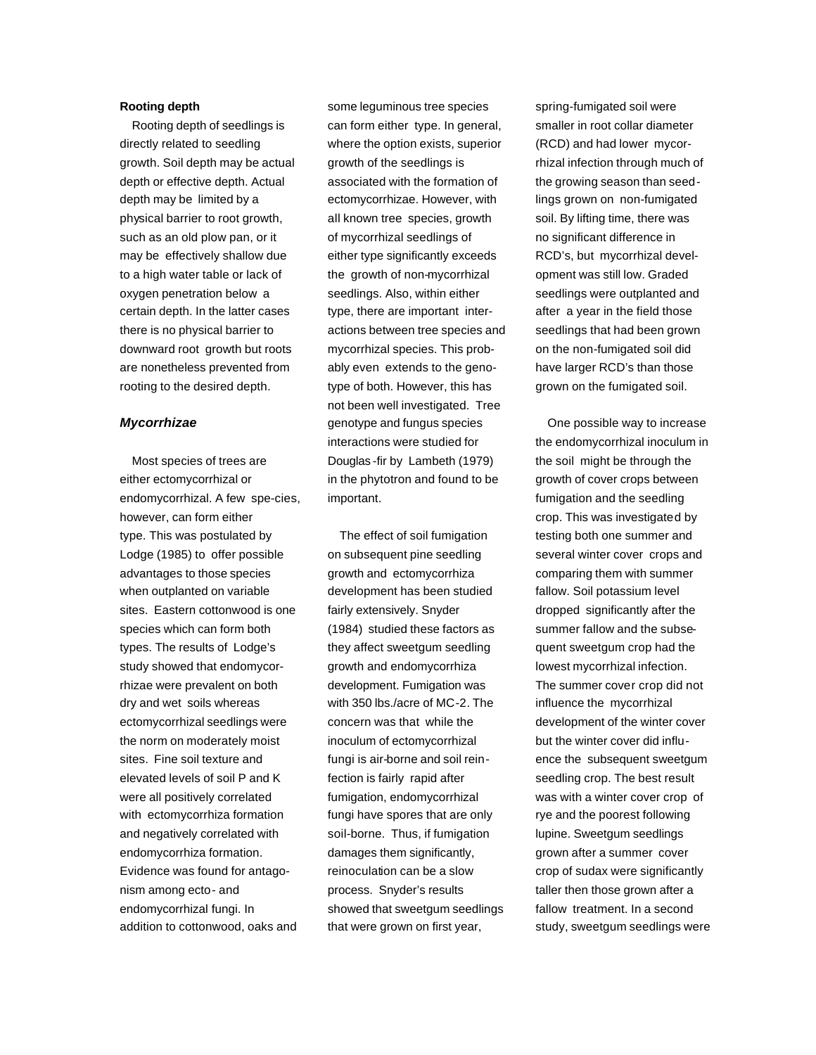**Rooting depth**

Rooting depth of seedlings is directly related to seedling growth. Soil depth may be actual depth or effective depth. Actual depth may be limited by a physical barrier to root growth, such as an old plow pan, or it may be effectively shallow due to a high water table or lack of oxygen penetration below a certain depth. In the latter cases there is no physical barrier to downward root growth but roots are nonetheless prevented from rooting to the desired depth.

***Mycorrhizae***

Most species of trees are either ectomycorrhizal or endomycorrhizal. A few spe-cies, however, can form either type. This was postulated by Lodge (1985) to offer possible advantages to those species when outplanted on variable sites. Eastern cottonwood is one species which can form both types. The results of Lodge's study showed that endomycorrhizae were prevalent on both dry and wet soils whereas ectomycorrhizal seedlings were the norm on moderately moist sites. Fine soil texture and elevated levels of soil P and K were all positively correlated with ectomycorrhiza formation and negatively correlated with endomycorrhiza formation. Evidence was found for antagonism among ecto- and endomycorrhizal fungi. In addition to cottonwood, oaks and some leguminous tree species can form either type. In general, where the option exists, superior growth of the seedlings is associated with the formation of ectomycorrhizae. However, with all known tree species, growth of mycorrhizal seedlings of either type significantly exceeds the growth of non-mycorrhizal seedlings. Also, within either type, there are important interactions between tree species and mycorrhizal species. This probably even extends to the genotype of both. However, this has not been well investigated. Tree genotype and fungus species interactions were studied for Douglas-fir by Lambeth (1979) in the phytotron and found to be important.

The effect of soil fumigation on subsequent pine seedling growth and ectomycorrhiza development has been studied fairly extensively. Snyder (1984) studied these factors as they affect sweetgum seedling growth and endomycorrhiza development. Fumigation was with 350 lbs./acre of MC-2. The concern was that while the inoculum of ectomycorrhizal fungi is air-borne and soil reinfection is fairly rapid after fumigation, endomycorrhizal fungi have spores that are only soil-borne. Thus, if fumigation damages them significantly, reinoculation can be a slow process. Snyder's results showed that sweetgum seedlings that were grown on first year, spring-fumigated soil were smaller in root collar diameter (RCD) and had lower mycorrhizal infection through much of the growing season than seedlings grown on non-fumigated soil. By lifting time, there was no significant difference in RCD's, but mycorrhizal development was still low. Graded seedlings were outplanted and after a year in the field those seedlings that had been grown on the non-fumigated soil did have larger RCD's than those grown on the fumigated soil.

One possible way to increase the endomycorrhizal inoculum in the soil might be through the growth of cover crops between fumigation and the seedling crop. This was investigated by testing both one summer and several winter cover crops and comparing them with summer fallow. Soil potassium level dropped significantly after the summer fallow and the subsequent sweetgum crop had the lowest mycorrhizal infection. The summer cover crop did not influence the mycorrhizal development of the winter cover but the winter cover did influence the subsequent sweetgum seedling crop. The best result was with a winter cover crop of rye and the poorest following lupine. Sweetgum seedlings grown after a summer cover crop of sudax were significantly taller then those grown after a fallow treatment. In a second study, sweetgum seedlings were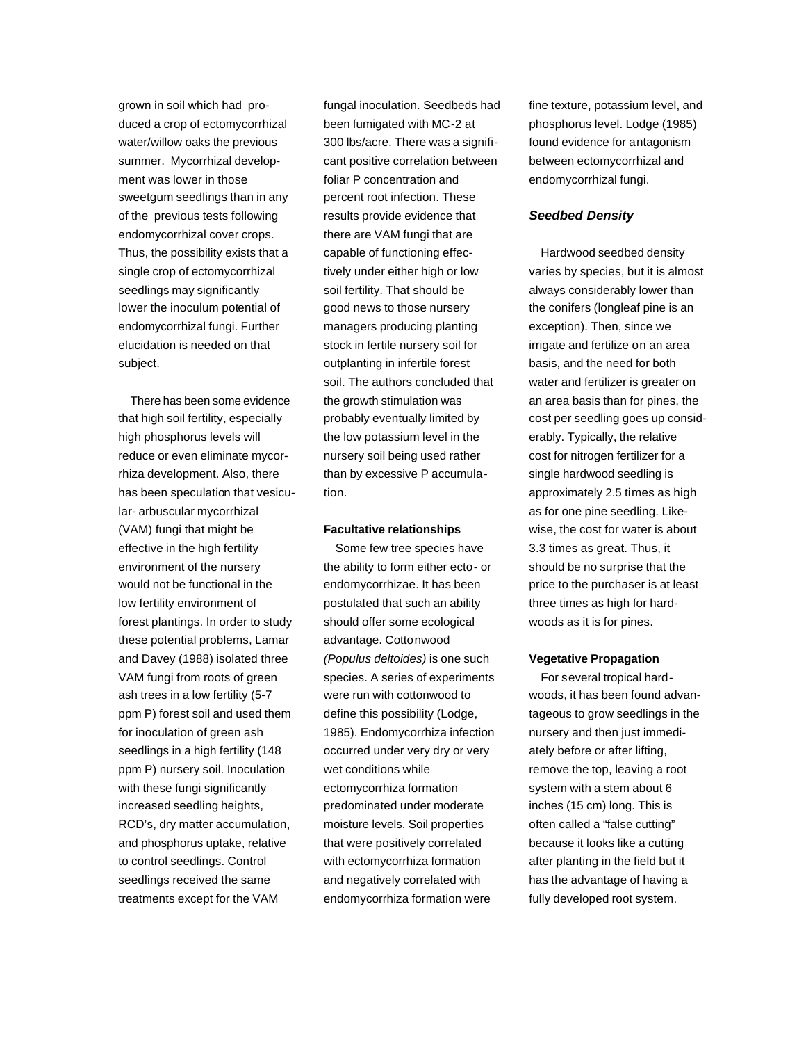grown in soil which had produced a crop of ectomycorrhizal water/willow oaks the previous summer. Mycorrhizal development was lower in those sweetgum seedlings than in any of the previous tests following endomycorrhizal cover crops. Thus, the possibility exists that a single crop of ectomycorrhizal seedlings may significantly lower the inoculum potential of endomycorrhizal fungi. Further elucidation is needed on that subject.

There has been some evidence that high soil fertility, especially high phosphorus levels will reduce or even eliminate mycorrhiza development. Also, there has been speculation that vesicular- arbuscular mycorrhizal (VAM) fungi that might be effective in the high fertility environment of the nursery would not be functional in the low fertility environment of forest plantings. In order to study these potential problems, Lamar and Davey (1988) isolated three VAM fungi from roots of green ash trees in a low fertility (5-7 ppm P) forest soil and used them for inoculation of green ash seedlings in a high fertility (148 ppm P) nursery soil. Inoculation with these fungi significantly increased seedling heights, RCD's, dry matter accumulation, and phosphorus uptake, relative to control seedlings. Control seedlings received the same treatments except for the VAM fungal inoculation. Seedbeds had been fumigated with MC-2 at 300 lbs/acre. There was a significant positive correlation between foliar P concentration and percent root infection. These results provide evidence that there are VAM fungi that are capable of functioning effectively under either high or low soil fertility. That should be good news to those nursery managers producing planting stock in fertile nursery soil for outplanting in infertile forest soil. The authors concluded that the growth stimulation was probably eventually limited by the low potassium level in the nursery soil being used rather than by excessive P accumulation.

**Facultative relationships**

Some few tree species have the ability to form either ecto- or endomycorrhizae. It has been postulated that such an ability should offer some ecological advantage. Cottonwood *(Populus deltoides)* is one such species. A series of experiments were run with cottonwood to define this possibility (Lodge, 1985). Endomycorrhiza infection occurred under very dry or very wet conditions while ectomycorrhiza formation predominated under moderate moisture levels. Soil properties that were positively correlated with ectomycorrhiza formation and negatively correlated with endomycorrhiza formation were fine texture, potassium level, and phosphorus level. Lodge (1985) found evidence for antagonism between ectomycorrhizal and endomycorrhizal fungi.

### *Seedbed Density*

Hardwood seedbed density varies by species, but it is almost always considerably lower than the conifers (longleaf pine is an exception). Then, since we irrigate and fertilize on an area basis, and the need for both water and fertilizer is greater on an area basis than for pines, the cost per seedling goes up considerably. Typically, the relative cost for nitrogen fertilizer for a single hardwood seedling is approximately 2.5 times as high as for one pine seedling. Likewise, the cost for water is about 3.3 times as great. Thus, it should be no surprise that the price to the purchaser is at least three times as high for hardwoods as it is for pines.

**Vegetative Propagation**

For several tropical hardwoods, it has been found advantageous to grow seedlings in the nursery and then just immediately before or after lifting, remove the top, leaving a root system with a stem about 6 inches (15 cm) long. This is often called a "false cutting" because it looks like a cutting after planting in the field but it has the advantage of having a fully developed root system.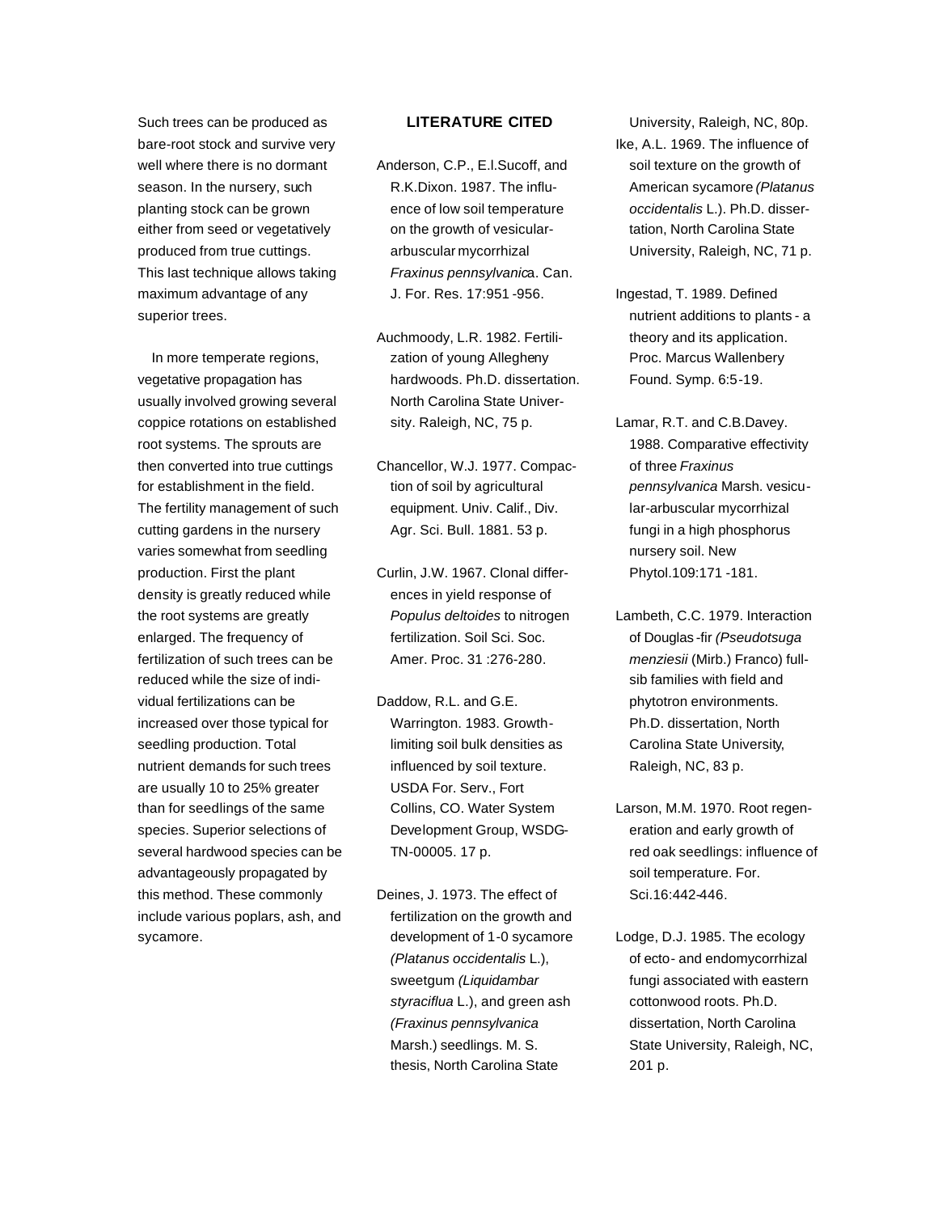Such trees can be produced as bare-root stock and survive very well where there is no dormant season. In the nursery, such planting stock can be grown either from seed or vegetatively produced from true cuttings. This last technique allows taking maximum advantage of any superior trees.

In more temperate regions, vegetative propagation has usually involved growing several coppice rotations on established root systems. The sprouts are then converted into true cuttings for establishment in the field. The fertility management of such cutting gardens in the nursery varies somewhat from seedling production. First the plant density is greatly reduced while the root systems are greatly enlarged. The frequency of fertilization of such trees can be reduced while the size of individual fertilizations can be increased over those typical for seedling production. Total nutrient demands for such trees are usually 10 to 25% greater than for seedlings of the same species. Superior selections of several hardwood species can be advantageously propagated by this method. These commonly include various poplars, ash, and sycamore.

## LITERATURE CITED

Anderson, C.P., E.l.Sucoff, and R.K.Dixon. 1987. The influence of low soil temperature on the growth of vesicular-arbuscular mycorrhizal *Fraxinus pennsylvanica*. Can. J. For. Res. 17:951-956.

Auchmoody, L.R. 1982. Fertilization of young Allegheny hardwoods. Ph.D. dissertation. North Carolina State University. Raleigh, NC, 75 p.

Chancellor, W.J. 1977. Compaction of soil by agricultural equipment. Univ. Calif., Div. Agr. Sci. Bull. 1881. 53 p.

Curlin, J.W. 1967. Clonal differences in yield response of *Populus deltoides* to nitrogen fertilization. Soil Sci. Soc. Amer. Proc. 31 :276-280.

Daddow, R.L. and G.E. Warrington. 1983. Growth-limiting soil bulk densities as influenced by soil texture. USDA For. Serv., Fort Collins, CO. Water System Development Group, WSDG-TN-00005. 17 p.

Deines, J. 1973. The effect of fertilization on the growth and development of 1-0 sycamore *(Platanus occidentalis* L.), sweetgum *(Liquidambar styraciflua* L.), and green ash *(Fraxinus pennsylvanica* Marsh.) seedlings. M. S. thesis, North Carolina State University, Raleigh, NC, 80p.

Ike, A.L. 1969. The influence of soil texture on the growth of American sycamore *(Platanus occidentalis* L.). Ph.D. dissertation, North Carolina State University, Raleigh, NC, 71 p.

Ingestad, T. 1989. Defined nutrient additions to plants - a theory and its application. Proc. Marcus Wallenbery Found. Symp. 6:5-19.

Lamar, R.T. and C.B.Davey. 1988. Comparative effectivity of three *Fraxinus pennsylvanica* Marsh. vesicular-arbuscular mycorrhizal fungi in a high phosphorus nursery soil. New Phytol.109:171-181.

Lambeth, C.C. 1979. Interaction of Douglas-fir *(Pseudotsuga menziesii* (Mirb.) Franco) full-sib families with field and phytotron environments. Ph.D. dissertation, North Carolina State University, Raleigh, NC, 83 p.

Larson, M.M. 1970. Root regeneration and early growth of red oak seedlings: influence of soil temperature. For. Sci.16:442-446.

Lodge, D.J. 1985. The ecology of ecto- and endomycorrhizal fungi associated with eastern cottonwood roots. Ph.D. dissertation, North Carolina State University, Raleigh, NC, 201 p.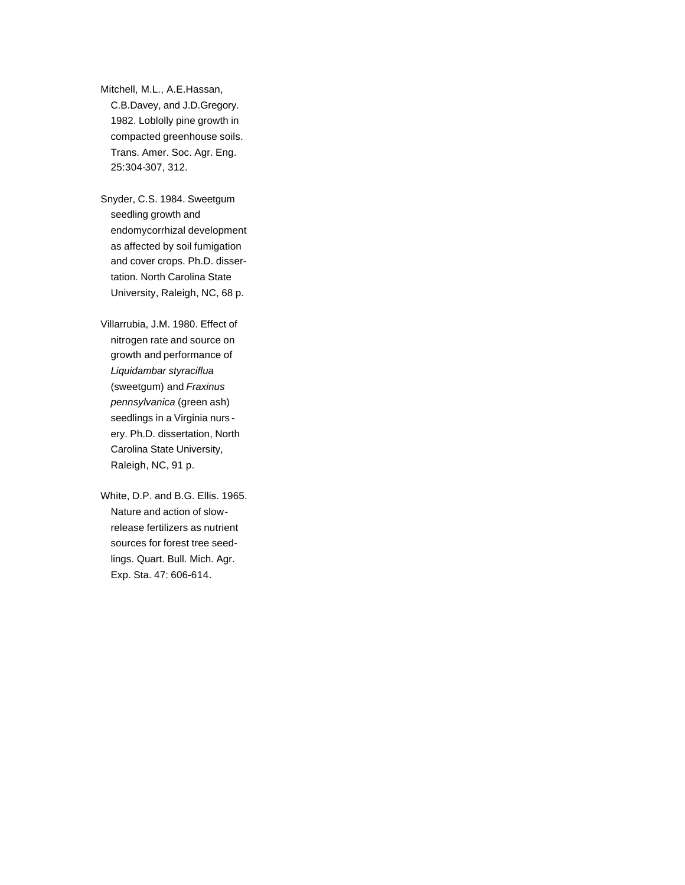Mitchell, M.L., A.E.Hassan, C.B.Davey, and J.D.Gregory. 1982. Loblolly pine growth in compacted greenhouse soils. Trans. Amer. Soc. Agr. Eng. 25:304-307, 312.

Snyder, C.S. 1984. Sweetgum seedling growth and endomycorrhizal development as affected by soil fumigation and cover crops. Ph.D. dissertation. North Carolina State University, Raleigh, NC, 68 p.

Villarrubia, J.M. 1980. Effect of nitrogen rate and source on growth and performance of *Liquidambar styraciflua* (sweetgum) and *Fraxinus pennsylvanica* (green ash) seedlings in a Virginia nursery. Ph.D. dissertation, North Carolina State University, Raleigh, NC, 91 p.

White, D.P. and B.G. Ellis. 1965. Nature and action of slow-release fertilizers as nutrient sources for forest tree seedlings. Quart. Bull. Mich. Agr. Exp. Sta. 47: 606-614.